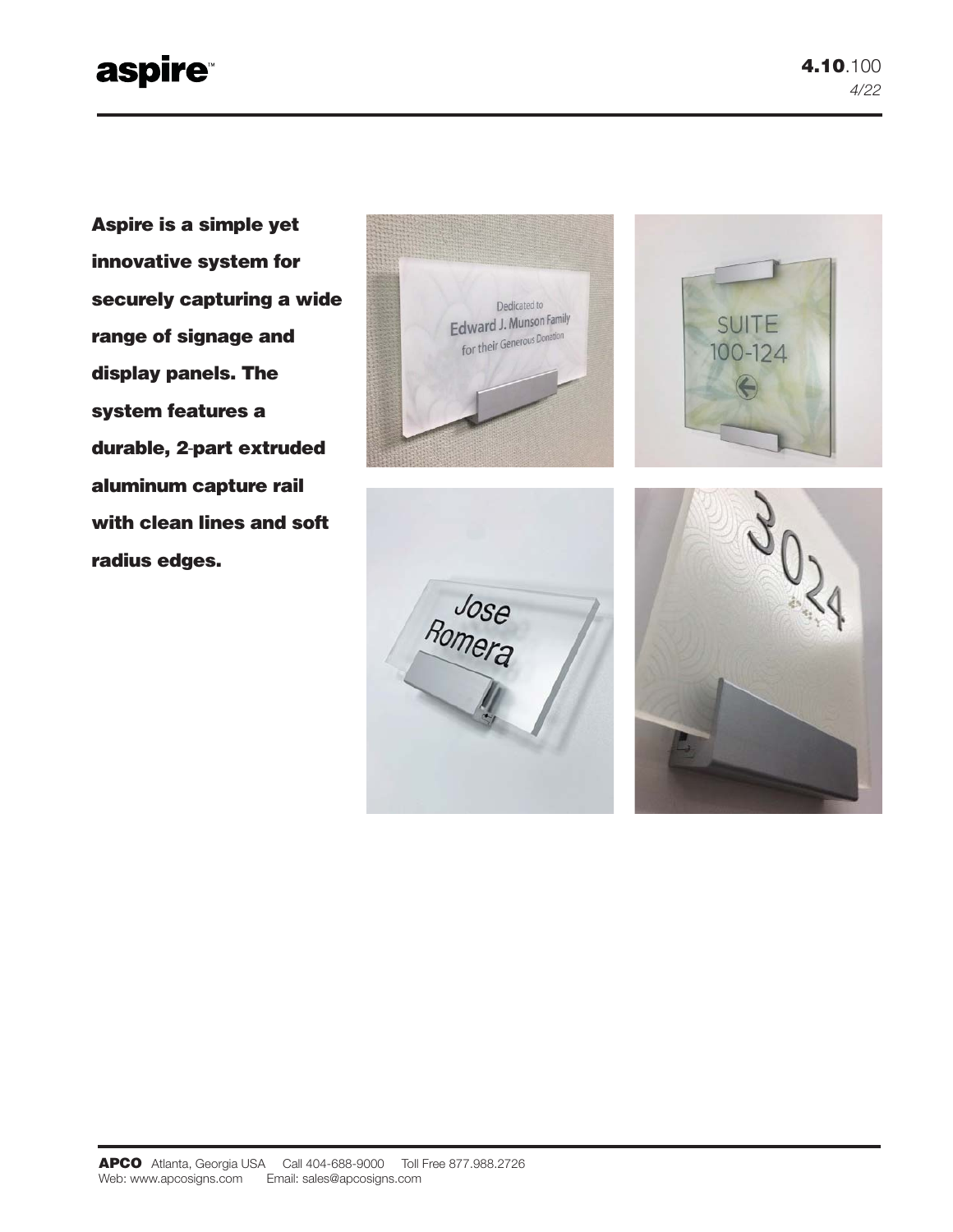# aspire™

**Aspire is a simple yet innovative system for securely capturing a wide range of signage and display panels. The system features a durable, 2-part extruded aluminum capture rail with clean lines and soft radius edges.**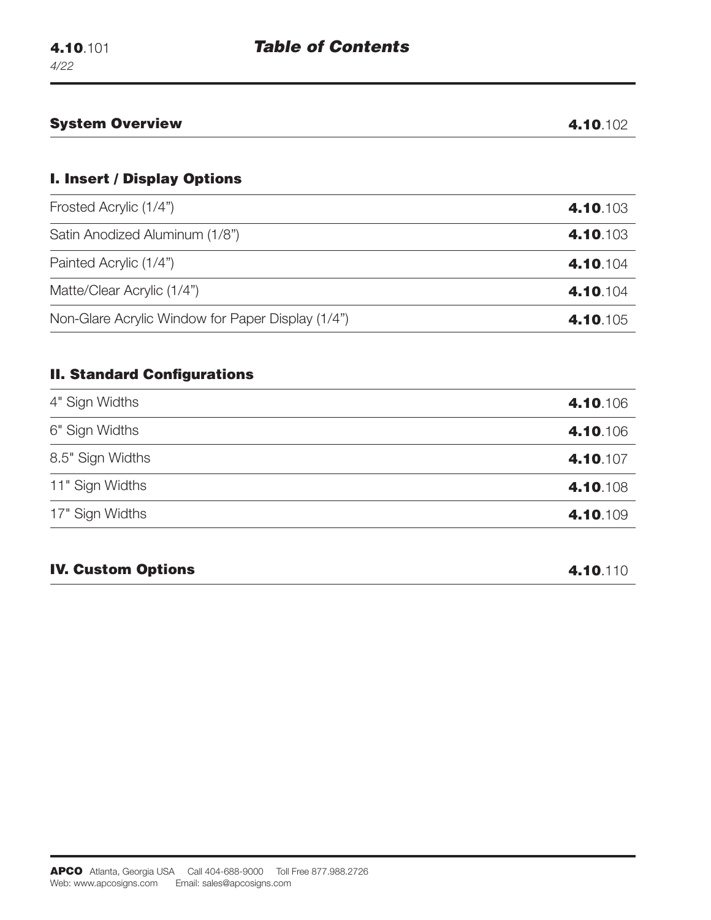# Table of Contents

| System Overview | 4.10.102 |
| --- | --- |

## I. Insert / Display Options

| Item | Page |
| --- | --- |
| Frosted Acrylic (1/4") | 4.10.103 |
| Satin Anodized Aluminum (1/8") | 4.10.103 |
| Painted Acrylic (1/4") | 4.10.104 |
| Matte/Clear Acrylic (1/4") | 4.10.104 |
| Non-Glare Acrylic Window for Paper Display (1/4") | 4.10.105 |

## II. Standard Configurations

| Item | Page |
| --- | --- |
| 4" Sign Widths | 4.10.106 |
| 6" Sign Widths | 4.10.106 |
| 8.5" Sign Widths | 4.10.107 |
| 11" Sign Widths | 4.10.108 |
| 17" Sign Widths | 4.10.109 |

| IV. Custom Options | 4.10.110 |
| --- | --- |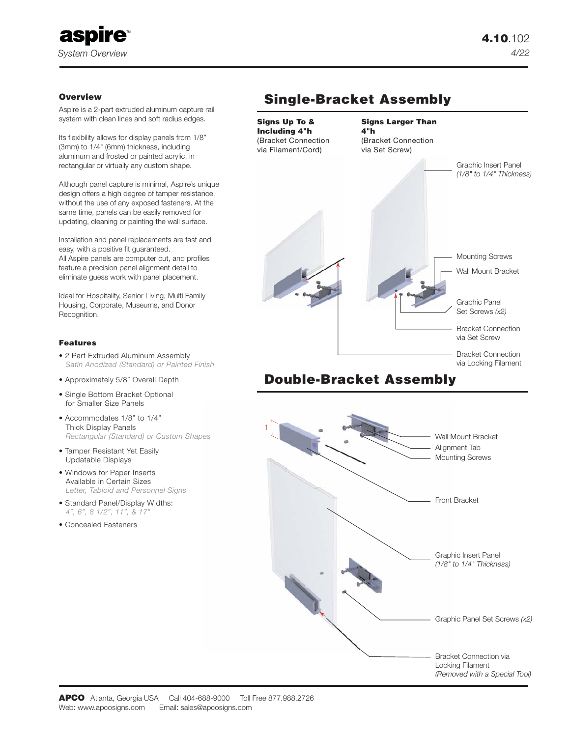# aspire™

*System Overview*

### Overview

Aspire is a 2-part extruded aluminum capture rail system with clean lines and soft radius edges.

Its flexibility allows for display panels from 1/8" (3mm) to 1/4" (6mm) thickness, including aluminum and frosted or painted acrylic, in rectangular or virtually any custom shape.

Although panel capture is minimal, Aspire's unique design offers a high degree of tamper resistance, without the use of any exposed fasteners. At the same time, panels can be easily removed for updating, cleaning or painting the wall surface.

Installation and panel replacements are fast and easy, with a positive fit guaranteed. All Aspire panels are computer cut, and profiles feature a precision panel alignment detail to eliminate guess work with panel placement.

Ideal for Hospitality, Senior Living, Multi Family Housing, Corporate, Museums, and Donor Recognition.

### Features

- 2 Part Extruded Aluminum Assembly
  *Satin Anodized (Standard) or Painted Finish*
- Approximately 5/8" Overall Depth
- Single Bottom Bracket Optional for Smaller Size Panels
- Accommodates 1/8" to 1/4" Thick Display Panels
  *Rectangular (Standard) or Custom Shapes*
- Tamper Resistant Yet Easily Updatable Displays
- Windows for Paper Inserts Available in Certain Sizes
  *Letter, Tabloid and Personnel Signs*
- Standard Panel/Display Widths:
  *4", 6", 8 1/2", 11", & 17"*
- Concealed Fasteners

## Single-Bracket Assembly

**Signs Up To & Including 4"h**
(Bracket Connection via Filament/Cord)

**Signs Larger Than 4"h**
(Bracket Connection via Set Screw)

Graphic Insert Panel *(1/8" to 1/4" Thickness)*

Mounting Screws

Wall Mount Bracket

Graphic Panel Set Screws *(x2)*

Bracket Connection via Set Screw

Bracket Connection via Locking Filament

## Double-Bracket Assembly

1"

Wall Mount Bracket

Alignment Tab

Mounting Screws

Front Bracket

Graphic Insert Panel *(1/8" to 1/4" Thickness)*

Graphic Panel Set Screws *(x2)*

Bracket Connection via Locking Filament *(Removed with a Special Tool)*

**APCO** Atlanta, Georgia USA Call 404-688-9000 Toll Free 877.988.2726
Web: www.apcosigns.com Email: sales@apcosigns.com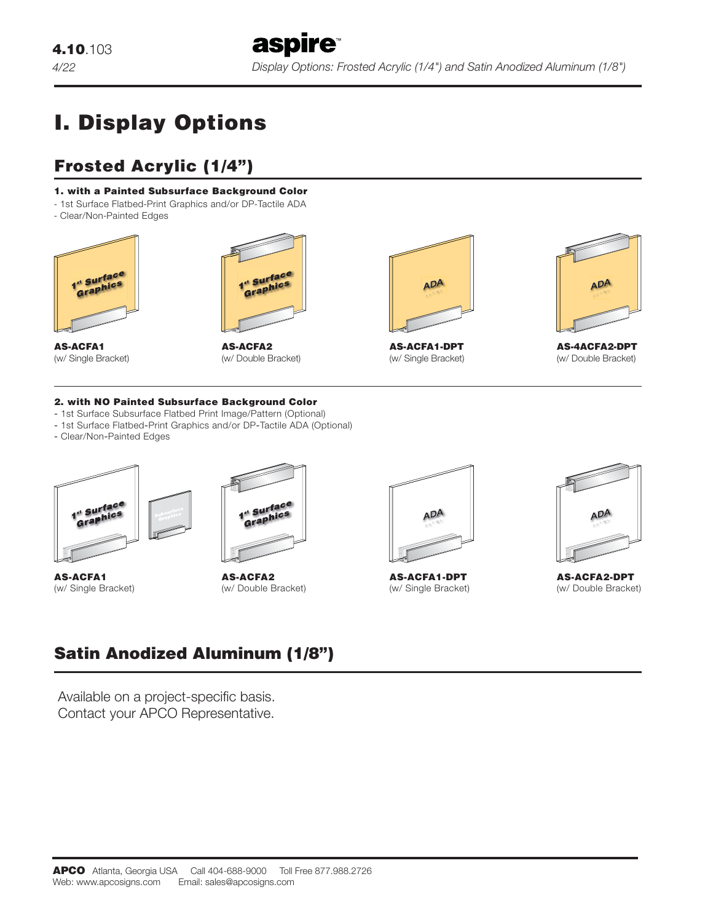# I. Display Options

## Frosted Acrylic (1/4")

**1. with a Painted Subsurface Background Color**

- 1st Surface Flatbed-Print Graphics and/or DP-Tactile ADA
- Clear/Non-Painted Edges

**AS-ACFA1**
(w/ Single Bracket)

**AS-ACFA2**
(w/ Double Bracket)

**AS-ACFA1-DPT**
(w/ Single Bracket)

**AS-4ACFA2-DPT**
(w/ Double Bracket)

**2. with NO Painted Subsurface Background Color**

- 1st Surface Subsurface Flatbed Print Image/Pattern (Optional)
- 1st Surface Flatbed-Print Graphics and/or DP-Tactile ADA (Optional)
- Clear/Non-Painted Edges

**AS-ACFA1**
(w/ Single Bracket)

**AS-ACFA2**
(w/ Double Bracket)

**AS-ACFA1-DPT**
(w/ Single Bracket)

**AS-ACFA2-DPT**
(w/ Double Bracket)

## Satin Anodized Aluminum (1/8")

Available on a project-specific basis.
Contact your APCO Representative.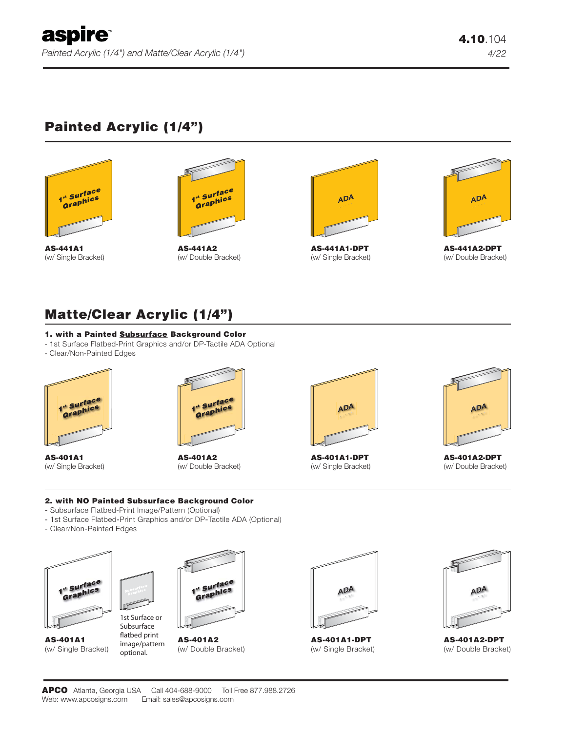# aspire™

*Painted Acrylic (1/4") and Matte/Clear Acrylic (1/4")*

**4.10**.104
*4/22*

## Painted Acrylic (1/4")

**AS-441A1**
(w/ Single Bracket)

**AS-441A2**
(w/ Double Bracket)

**AS-441A1-DPT**
(w/ Single Bracket)

**AS-441A2-DPT**
(w/ Double Bracket)

## Matte/Clear Acrylic (1/4")

**1. with a Painted Subsurface Background Color**
- 1st Surface Flatbed-Print Graphics and/or DP-Tactile ADA Optional
- Clear/Non-Painted Edges

**AS-401A1**
(w/ Single Bracket)

**AS-401A2**
(w/ Double Bracket)

**AS-401A1-DPT**
(w/ Single Bracket)

**AS-401A2-DPT**
(w/ Double Bracket)

**2. with NO Painted Subsurface Background Color**
- Subsurface Flatbed-Print Image/Pattern (Optional)
- 1st Surface Flatbed-Print Graphics and/or DP-Tactile ADA (Optional)
- Clear/Non-Painted Edges

**AS-401A1**
(w/ Single Bracket)

1st Surface or Subsurface flatbed print image/pattern optional.

**AS-401A2**
(w/ Double Bracket)

**AS-401A1-DPT**
(w/ Single Bracket)

**AS-401A2-DPT**
(w/ Double Bracket)

**APCO** Atlanta, Georgia USA Call 404-688-9000 Toll Free 877.988.2726
Web: www.apcosigns.com Email: sales@apcosigns.com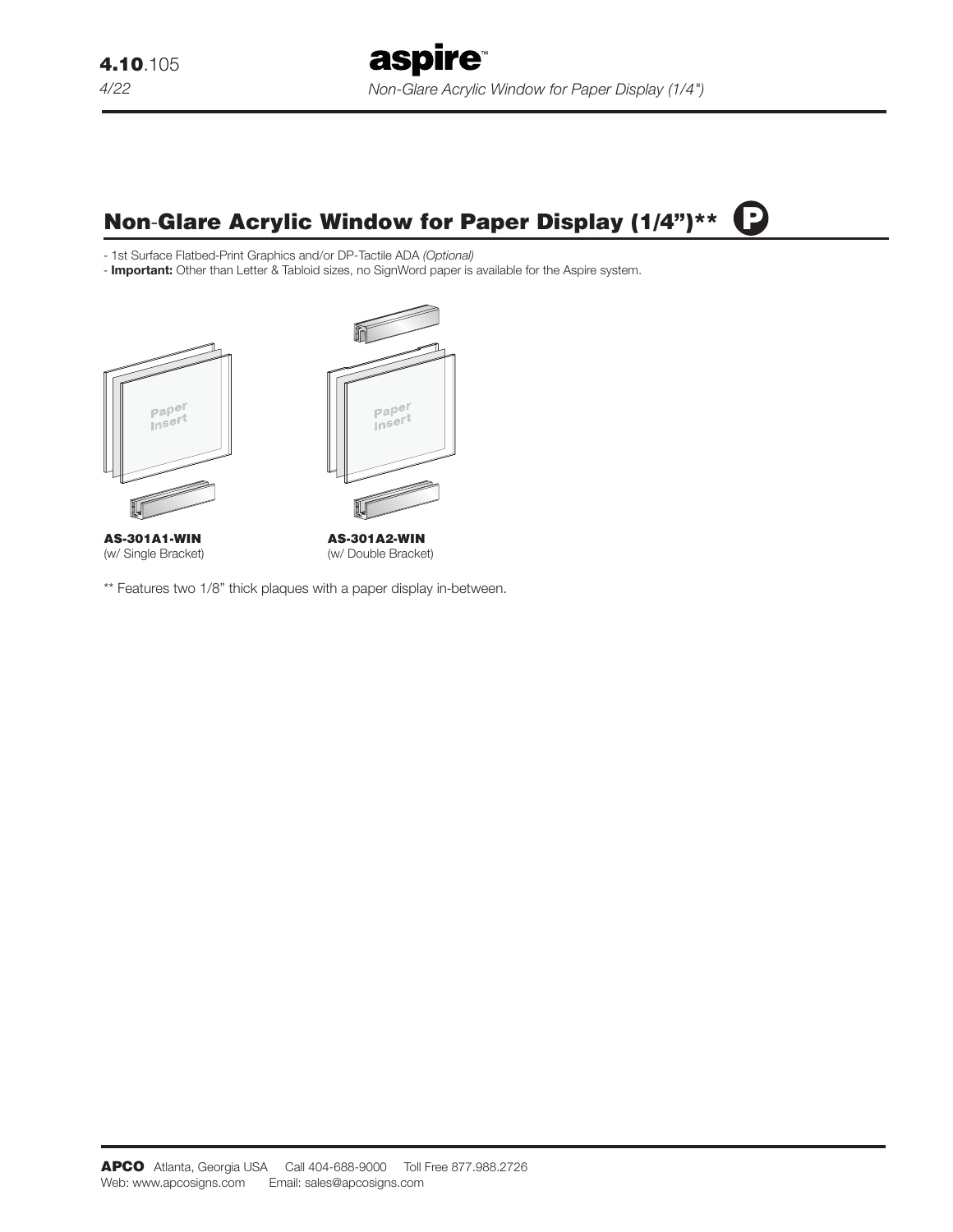## Non-Glare Acrylic Window for Paper Display (1/4")** P

- 1st Surface Flatbed-Print Graphics and/or DP-Tactile ADA *(Optional)*
- **Important:** Other than Letter & Tabloid sizes, no SignWord paper is available for the Aspire system.

Paper Insert

**AS-301A1-WIN**
(w/ Single Bracket)

Paper Insert

**AS-301A2-WIN**
(w/ Double Bracket)

** Features two 1/8" thick plaques with a paper display in-between.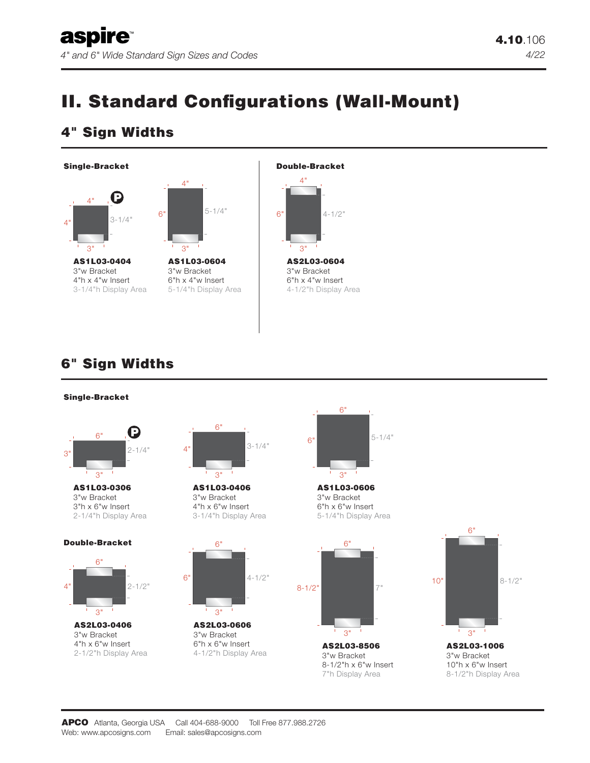# II. Standard Configurations (Wall-Mount)

## 4" Sign Widths

### Single-Bracket

**AS1L03-0404**
3"w Bracket
4"h x 4"w Insert
3-1/4"h Display Area

**AS1L03-0604**
3"w Bracket
6"h x 4"w Insert
5-1/4"h Display Area

### Double-Bracket

**AS2L03-0604**
3"w Bracket
6"h x 4"w Insert
4-1/2"h Display Area

## 6" Sign Widths

### Single-Bracket

**AS1L03-0306**
3"w Bracket
3"h x 6"w Insert
2-1/4"h Display Area

**AS1L03-0406**
3"w Bracket
4"h x 6"w Insert
3-1/4"h Display Area

**AS1L03-0606**
3"w Bracket
6"h x 6"w Insert
5-1/4"h Display Area

### Double-Bracket

**AS2L03-0406**
3"w Bracket
4"h x 6"w Insert
2-1/2"h Display Area

**AS2L03-0606**
3"w Bracket
6"h x 6"w Insert
4-1/2"h Display Area

**AS2L03-8506**
3"w Bracket
8-1/2"h x 6"w Insert
7"h Display Area

**AS2L03-1006**
3"w Bracket
10"h x 6"w Insert
8-1/2"h Display Area

**APCO** Atlanta, Georgia USA Call 404-688-9000 Toll Free 877.988.2726
Web: www.apcosigns.com Email: sales@apcosigns.com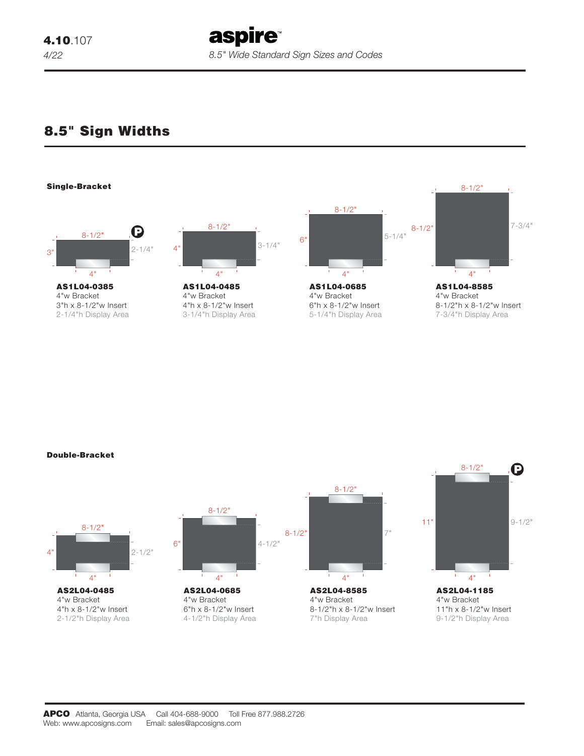4.10.107
4/22

**aspire**™

*8.5" Wide Standard Sign Sizes and Codes*

## 8.5" Sign Widths

### Single-Bracket

**AS1L04-0385**
4"w Bracket
3"h x 8-1/2"w Insert
2-1/4"h Display Area

**AS1L04-0485**
4"w Bracket
4"h x 8-1/2"w Insert
3-1/4"h Display Area

**AS1L04-0685**
4"w Bracket
6"h x 8-1/2"w Insert
5-1/4"h Display Area

**AS1L04-8585**
4"w Bracket
8-1/2"h x 8-1/2"w Insert
7-3/4"h Display Area

### Double-Bracket

**AS2L04-0485**
4"w Bracket
4"h x 8-1/2"w Insert
2-1/2"h Display Area

**AS2L04-0685**
4"w Bracket
6"h x 8-1/2"w Insert
4-1/2"h Display Area

**AS2L04-8585**
4"w Bracket
8-1/2"h x 8-1/2"w Insert
7"h Display Area

**AS2L04-1185**
4"w Bracket
11"h x 8-1/2"w Insert
9-1/2"h Display Area

**APCO** Atlanta, Georgia USA Call 404-688-9000 Toll Free 877.988.2726
Web: www.apcosigns.com Email: sales@apcosigns.com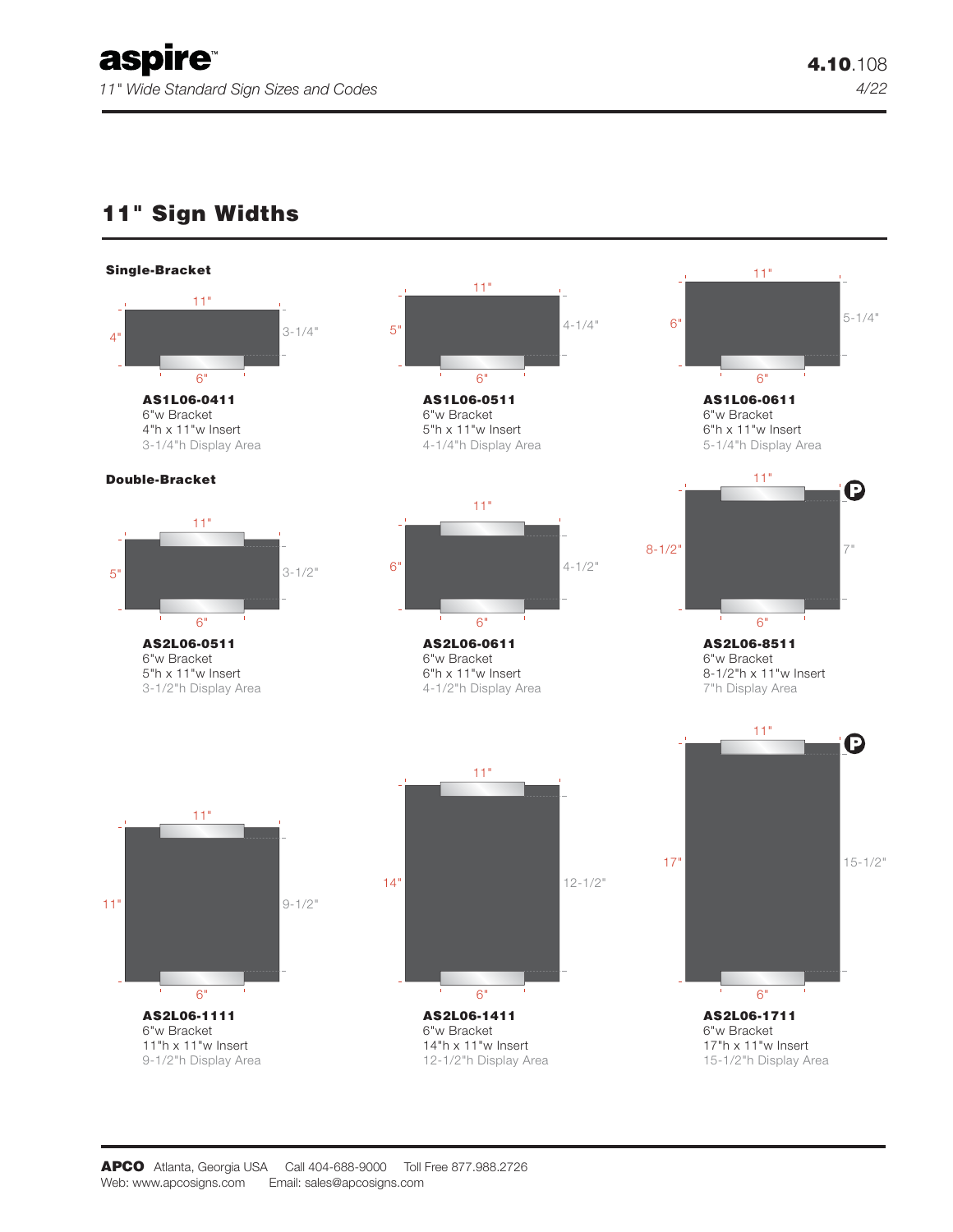## 11" Sign Widths

### Single-Bracket

**AS1L06-0411**
6"w Bracket
4"h x 11"w Insert
3-1/4"h Display Area

**AS1L06-0511**
6"w Bracket
5"h x 11"w Insert
4-1/4"h Display Area

**AS1L06-0611**
6"w Bracket
6"h x 11"w Insert
5-1/4"h Display Area

### Double-Bracket

**AS2L06-0511**
6"w Bracket
5"h x 11"w Insert
3-1/2"h Display Area

**AS2L06-0611**
6"w Bracket
6"h x 11"w Insert
4-1/2"h Display Area

**AS2L06-8511** (P)
6"w Bracket
8-1/2"h x 11"w Insert
7"h Display Area

**AS2L06-1111**
6"w Bracket
11"h x 11"w Insert
9-1/2"h Display Area

**AS2L06-1411**
6"w Bracket
14"h x 11"w Insert
12-1/2"h Display Area

**AS2L06-1711** (P)
6"w Bracket
17"h x 11"w Insert
15-1/2"h Display Area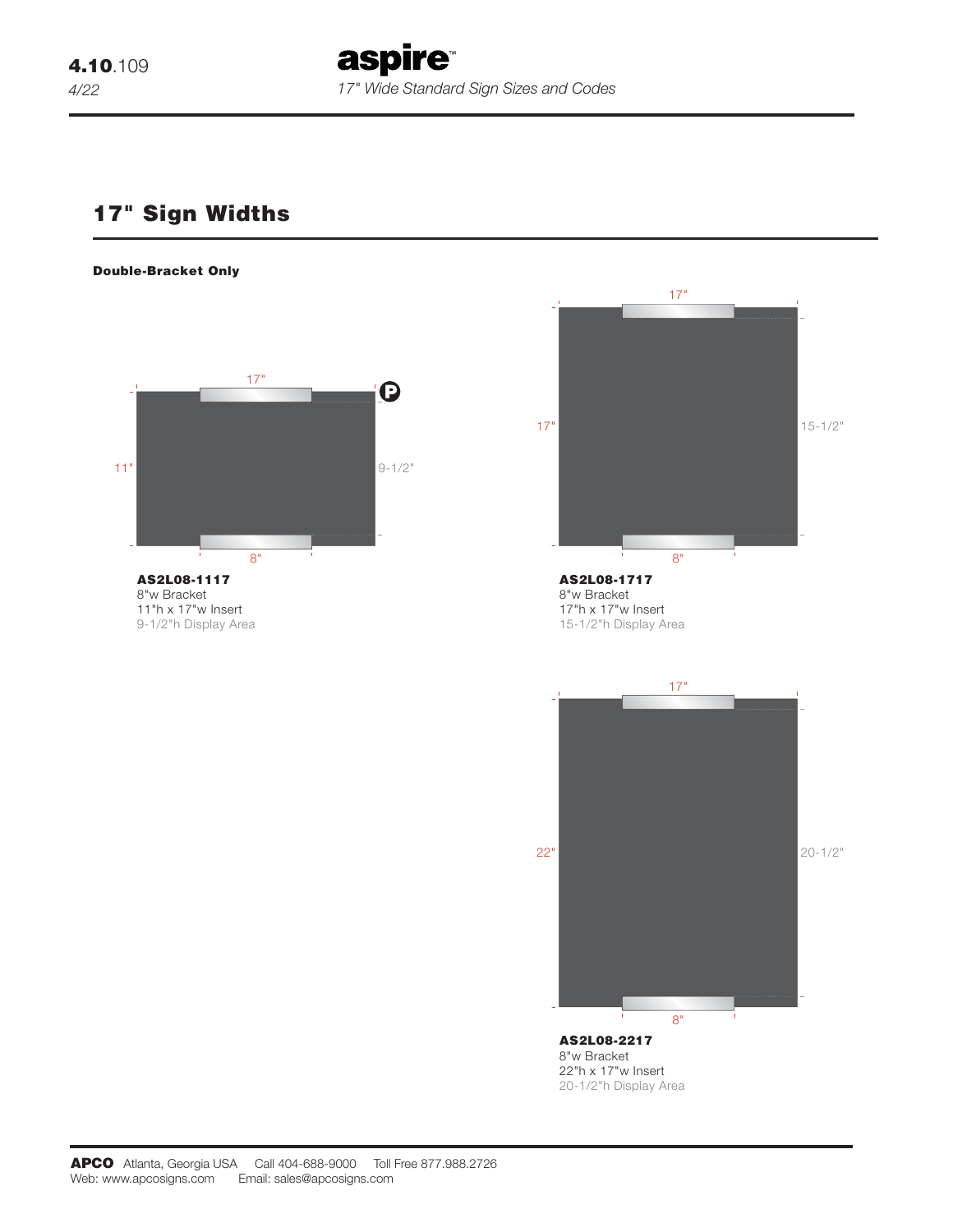# 17" Sign Widths

**Double-Bracket Only**

**AS2L08-1117**
8"w Bracket
11"h x 17"w Insert
9-1/2"h Display Area

**AS2L08-1717**
8"w Bracket
17"h x 17"w Insert
15-1/2"h Display Area

**AS2L08-2217**
8"w Bracket
22"h x 17"w Insert
20-1/2"h Display Area

**APCO** Atlanta, Georgia USA Call 404-688-9000 Toll Free 877.988.2726
Web: www.apcosigns.com Email: sales@apcosigns.com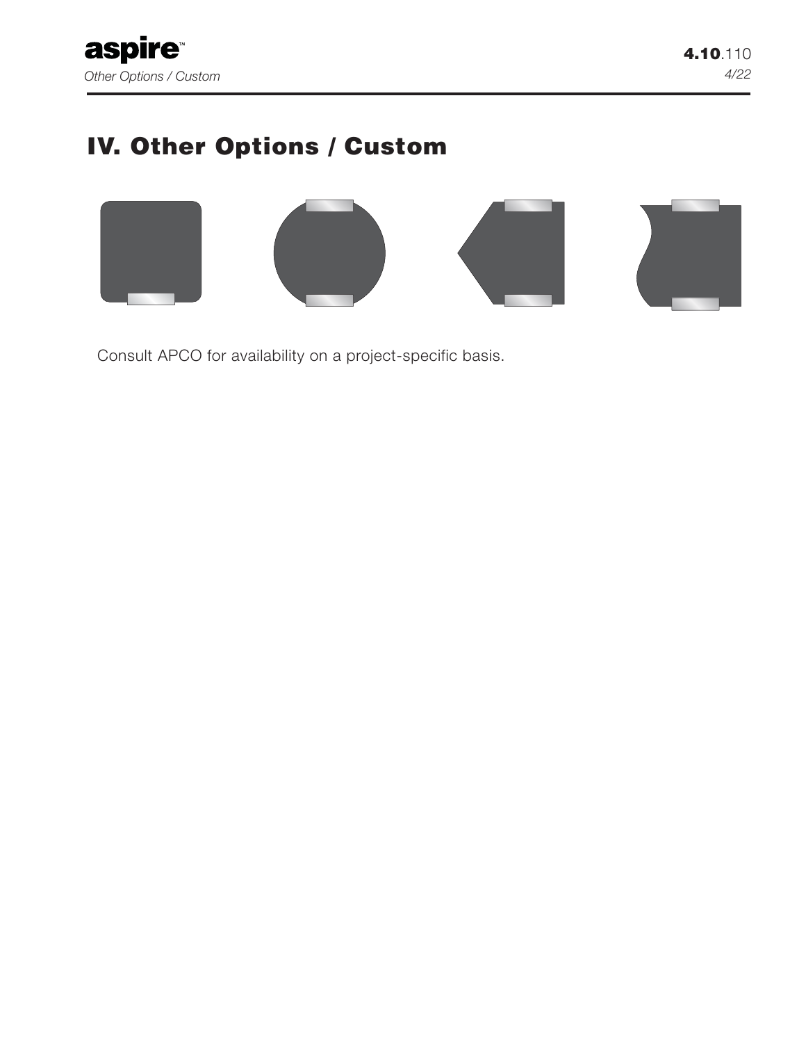# IV. Other Options / Custom

Consult APCO for availability on a project-specific basis.